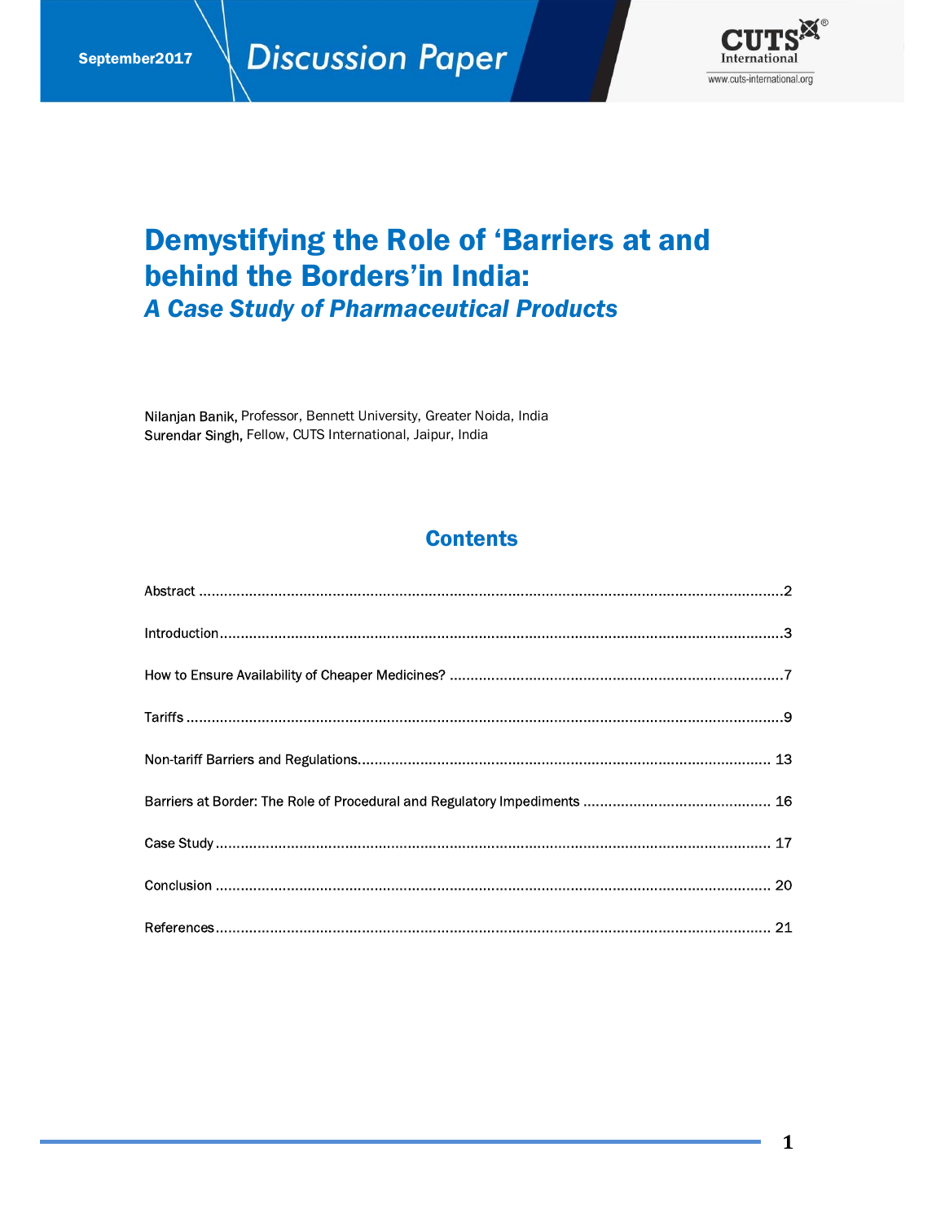September2017 Discussion Paper

CUTS International
www.cuts-international.org

# Demystifying the Role of 'Barriers at and behind the Borders' in India:
## *A Case Study of Pharmaceutical Products*

Nilanjan Banik, Professor, Bennett University, Greater Noida, India
Surendar Singh, Fellow, CUTS International, Jaipur, India

## Contents

Abstract ....................................................................................................................2

Introduction ...............................................................................................................3

How to Ensure Availability of Cheaper Medicines? ...................................................7

Tariffs .........................................................................................................................9

Non-tariff Barriers and Regulations.......................................................................... 13

Barriers at Border: The Role of Procedural and Regulatory Impediments .................. 16

Case Study ................................................................................................................ 17

Conclusion ................................................................................................................ 20

References ................................................................................................................ 21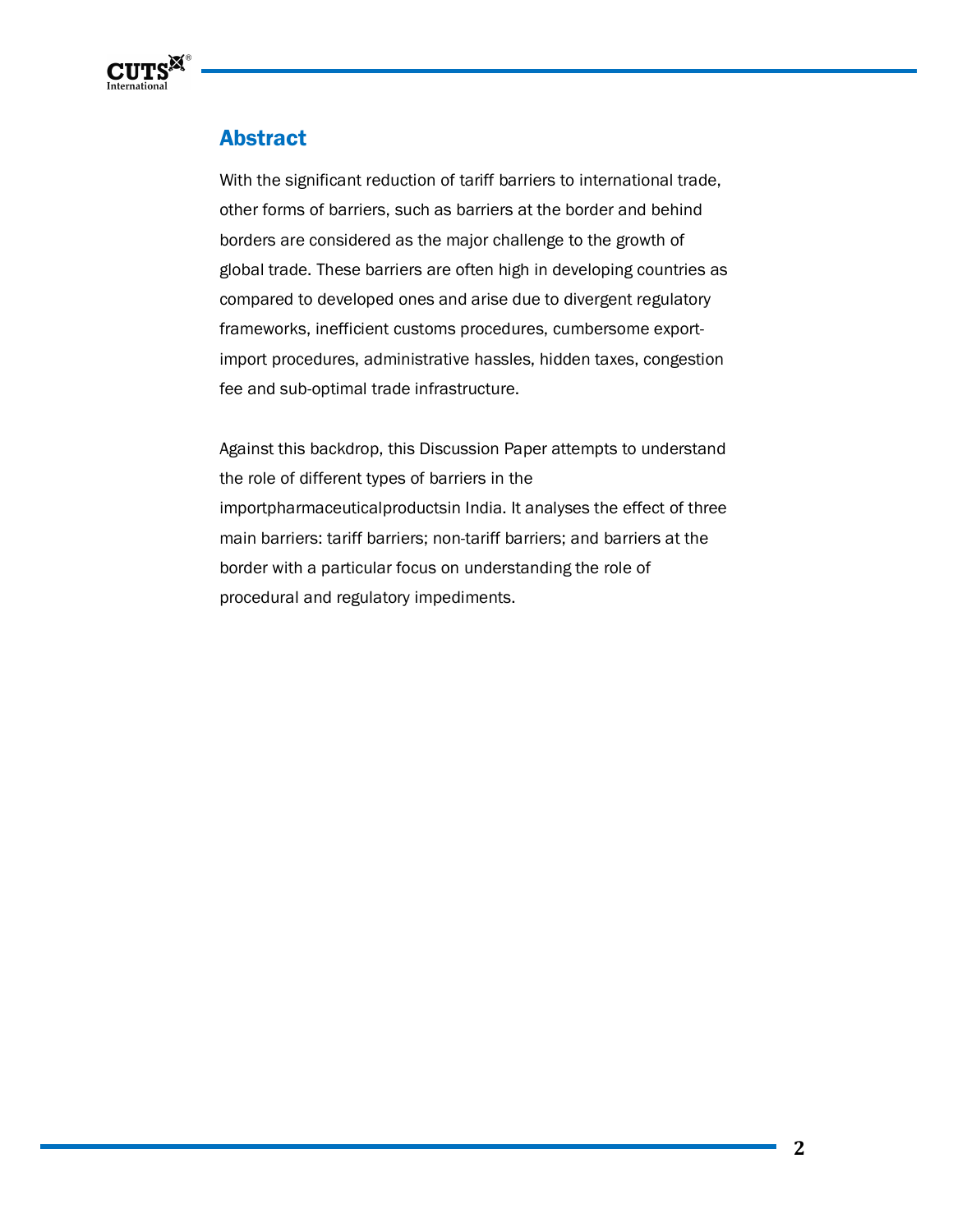## Abstract

With the significant reduction of tariff barriers to international trade, other forms of barriers, such as barriers at the border and behind borders are considered as the major challenge to the growth of global trade. These barriers are often high in developing countries as compared to developed ones and arise due to divergent regulatory frameworks, inefficient customs procedures, cumbersome export-import procedures, administrative hassles, hidden taxes, congestion fee and sub-optimal trade infrastructure.

Against this backdrop, this Discussion Paper attempts to understand the role of different types of barriers in the importpharmaceuticalproductsin India. It analyses the effect of three main barriers: tariff barriers; non-tariff barriers; and barriers at the border with a particular focus on understanding the role of procedural and regulatory impediments.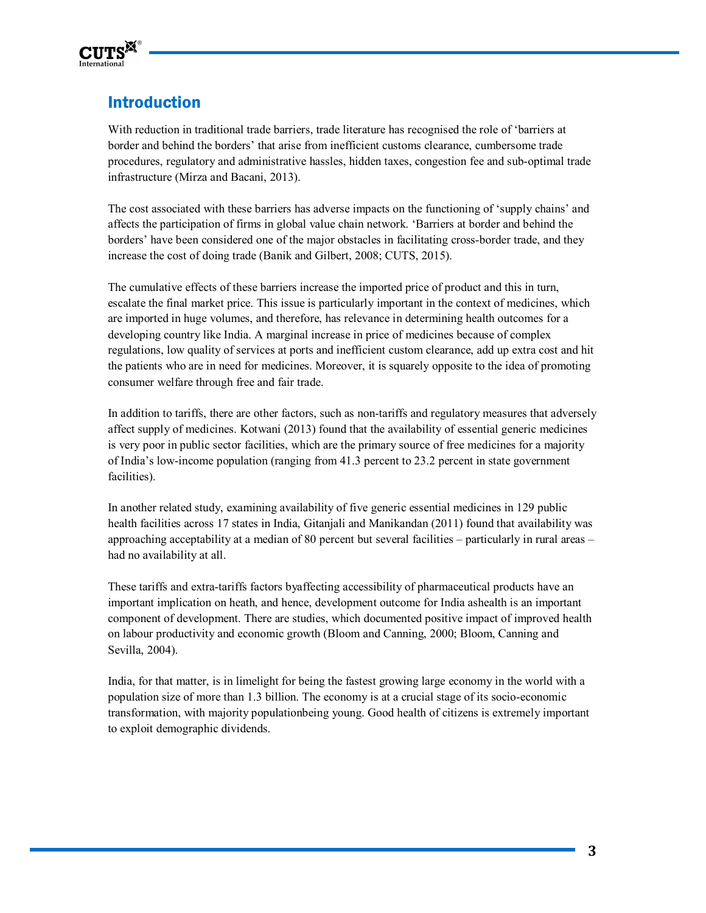## Introduction

With reduction in traditional trade barriers, trade literature has recognised the role of 'barriers at border and behind the borders' that arise from inefficient customs clearance, cumbersome trade procedures, regulatory and administrative hassles, hidden taxes, congestion fee and sub-optimal trade infrastructure (Mirza and Bacani, 2013).

The cost associated with these barriers has adverse impacts on the functioning of 'supply chains' and affects the participation of firms in global value chain network. 'Barriers at border and behind the borders' have been considered one of the major obstacles in facilitating cross-border trade, and they increase the cost of doing trade (Banik and Gilbert, 2008; CUTS, 2015).

The cumulative effects of these barriers increase the imported price of product and this in turn, escalate the final market price. This issue is particularly important in the context of medicines, which are imported in huge volumes, and therefore, has relevance in determining health outcomes for a developing country like India. A marginal increase in price of medicines because of complex regulations, low quality of services at ports and inefficient custom clearance, add up extra cost and hit the patients who are in need for medicines. Moreover, it is squarely opposite to the idea of promoting consumer welfare through free and fair trade.

In addition to tariffs, there are other factors, such as non-tariffs and regulatory measures that adversely affect supply of medicines. Kotwani (2013) found that the availability of essential generic medicines is very poor in public sector facilities, which are the primary source of free medicines for a majority of India's low-income population (ranging from 41.3 percent to 23.2 percent in state government facilities).

In another related study, examining availability of five generic essential medicines in 129 public health facilities across 17 states in India, Gitanjali and Manikandan (2011) found that availability was approaching acceptability at a median of 80 percent but several facilities – particularly in rural areas – had no availability at all.

These tariffs and extra-tariffs factors byaffecting accessibility of pharmaceutical products have an important implication on heath, and hence, development outcome for India ashealth is an important component of development. There are studies, which documented positive impact of improved health on labour productivity and economic growth (Bloom and Canning, 2000; Bloom, Canning and Sevilla, 2004).

India, for that matter, is in limelight for being the fastest growing large economy in the world with a population size of more than 1.3 billion. The economy is at a crucial stage of its socio-economic transformation, with majority populationbeing young. Good health of citizens is extremely important to exploit demographic dividends.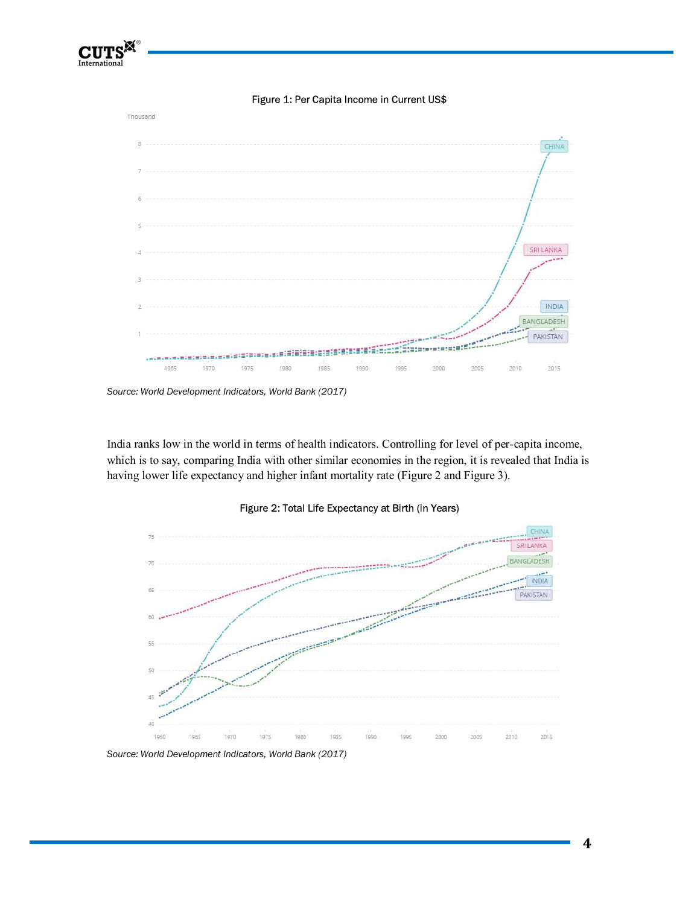Figure 1: Per Capita Income in Current US$

*Source: World Development Indicators, World Bank (2017)*

India ranks low in the world in terms of health indicators. Controlling for level of per-capita income, which is to say, comparing India with other similar economies in the region, it is revealed that India is having lower life expectancy and higher infant mortality rate (Figure 2 and Figure 3).

Figure 2: Total Life Expectancy at Birth (in Years)

*Source: World Development Indicators, World Bank (2017)*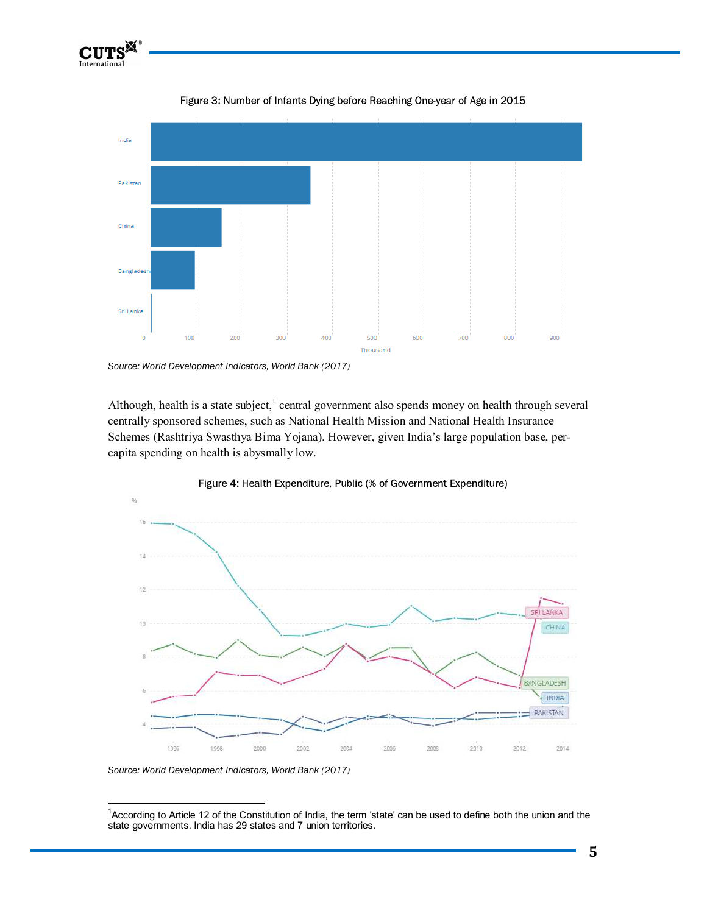Figure 3: Number of Infants Dying before Reaching One-year of Age in 2015

Source: World Development Indicators, World Bank (2017)

Although, health is a state subject,[1] central government also spends money on health through several centrally sponsored schemes, such as National Health Mission and National Health Insurance Schemes (Rashtriya Swasthya Bima Yojana). However, given India's large population base, per-capita spending on health is abysmally low.

Figure 4: Health Expenditure, Public (% of Government Expenditure)

Source: World Development Indicators, World Bank (2017)

---

[1] According to Article 12 of the Constitution of India, the term 'state' can be used to define both the union and the state governments. India has 29 states and 7 union territories.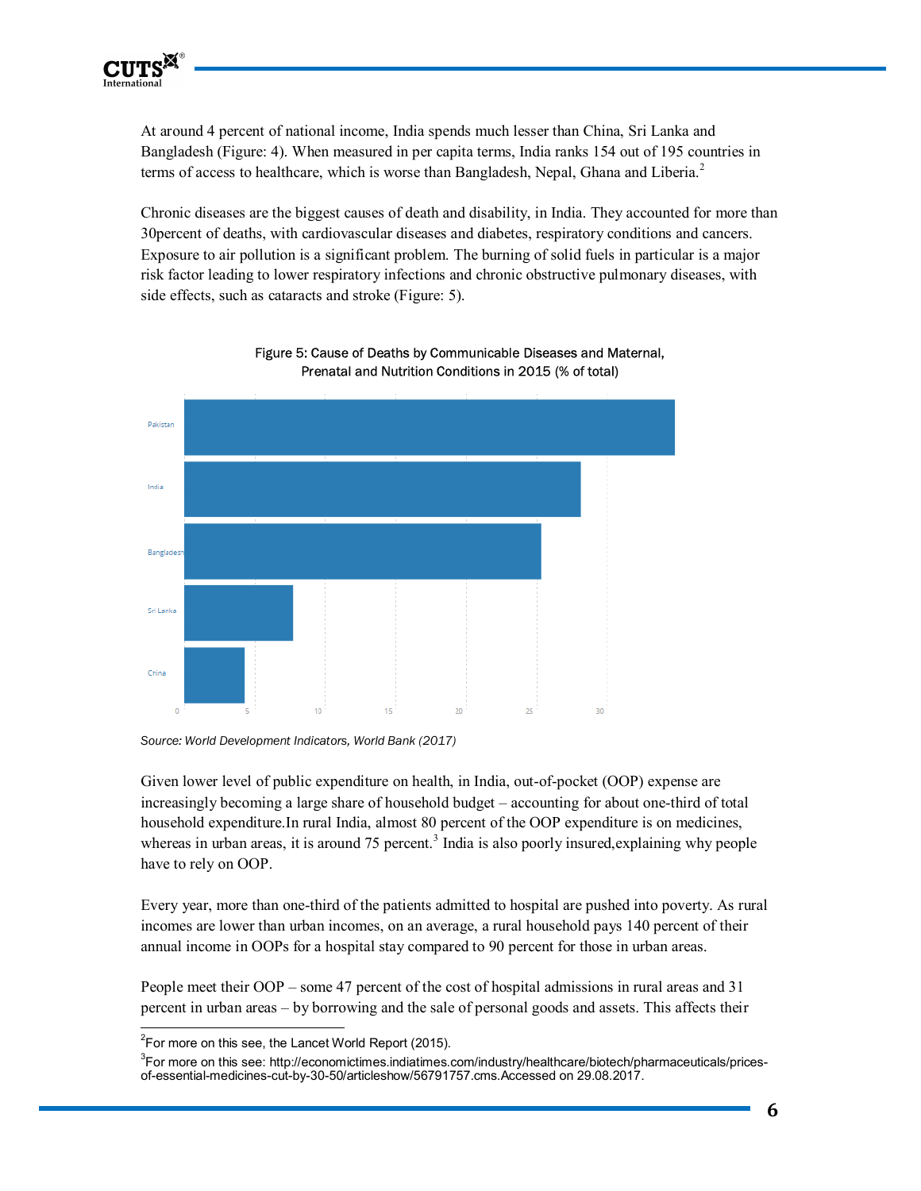At around 4 percent of national income, India spends much lesser than China, Sri Lanka and Bangladesh (Figure: 4). When measured in per capita terms, India ranks 154 out of 195 countries in terms of access to healthcare, which is worse than Bangladesh, Nepal, Ghana and Liberia.[2]

Chronic diseases are the biggest causes of death and disability, in India. They accounted for more than 30percent of deaths, with cardiovascular diseases and diabetes, respiratory conditions and cancers. Exposure to air pollution is a significant problem. The burning of solid fuels in particular is a major risk factor leading to lower respiratory infections and chronic obstructive pulmonary diseases, with side effects, such as cataracts and stroke (Figure: 5).

Figure 5: Cause of Deaths by Communicable Diseases and Maternal, Prenatal and Nutrition Conditions in 2015 (% of total)

Pakistan
India
Bangladesh
Sri Lanka
China

0 5 10 15 20 25 30

*Source: World Development Indicators, World Bank (2017)*

Given lower level of public expenditure on health, in India, out-of-pocket (OOP) expense are increasingly becoming a large share of household budget – accounting for about one-third of total household expenditure.In rural India, almost 80 percent of the OOP expenditure is on medicines, whereas in urban areas, it is around 75 percent.[3] India is also poorly insured,explaining why people have to rely on OOP.

Every year, more than one-third of the patients admitted to hospital are pushed into poverty. As rural incomes are lower than urban incomes, on an average, a rural household pays 140 percent of their annual income in OOPs for a hospital stay compared to 90 percent for those in urban areas.

People meet their OOP – some 47 percent of the cost of hospital admissions in rural areas and 31 percent in urban areas – by borrowing and the sale of personal goods and assets. This affects their

[2]For more on this see, the Lancet World Report (2015).

[3]For more on this see: http://economictimes.indiatimes.com/industry/healthcare/biotech/pharmaceuticals/prices-of-essential-medicines-cut-by-30-50/articleshow/56791757.cms.Accessed on 29.08.2017.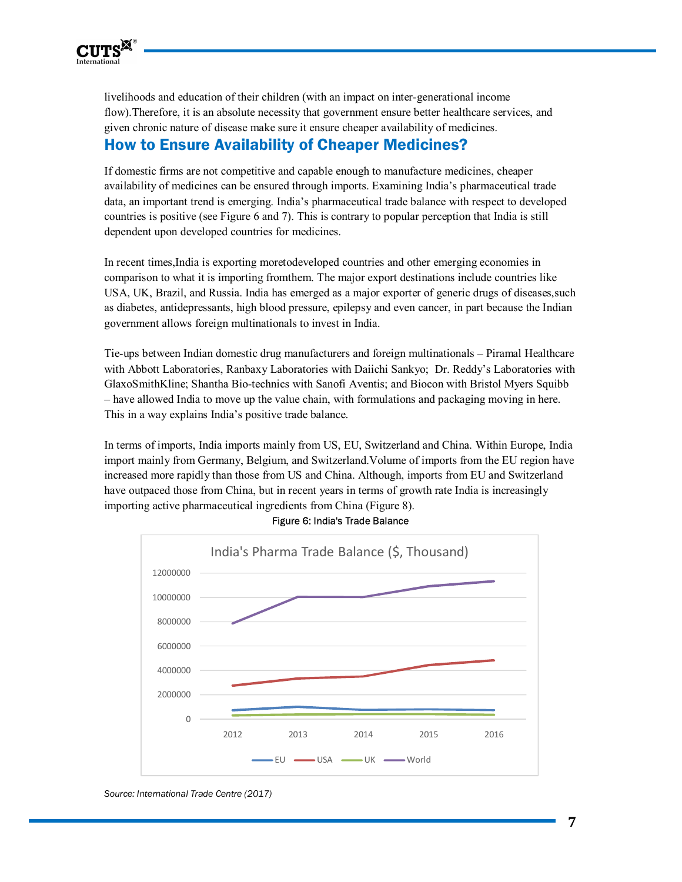livelihoods and education of their children (with an impact on inter-generational income flow).Therefore, it is an absolute necessity that government ensure better healthcare services, and given chronic nature of disease make sure it ensure cheaper availability of medicines.

## How to Ensure Availability of Cheaper Medicines?

If domestic firms are not competitive and capable enough to manufacture medicines, cheaper availability of medicines can be ensured through imports. Examining India's pharmaceutical trade data, an important trend is emerging. India's pharmaceutical trade balance with respect to developed countries is positive (see Figure 6 and 7). This is contrary to popular perception that India is still dependent upon developed countries for medicines.

In recent times,India is exporting moretodeveloped countries and other emerging economies in comparison to what it is importing fromthem. The major export destinations include countries like USA, UK, Brazil, and Russia. India has emerged as a major exporter of generic drugs of diseases,such as diabetes, antidepressants, high blood pressure, epilepsy and even cancer, in part because the Indian government allows foreign multinationals to invest in India.

Tie-ups between Indian domestic drug manufacturers and foreign multinationals – Piramal Healthcare with Abbott Laboratories, Ranbaxy Laboratories with Daiichi Sankyo; Dr. Reddy's Laboratories with GlaxoSmithKline; Shantha Bio-technics with Sanofi Aventis; and Biocon with Bristol Myers Squibb – have allowed India to move up the value chain, with formulations and packaging moving in here. This in a way explains India's positive trade balance.

In terms of imports, India imports mainly from US, EU, Switzerland and China. Within Europe, India import mainly from Germany, Belgium, and Switzerland.Volume of imports from the EU region have increased more rapidly than those from US and China. Although, imports from EU and Switzerland have outpaced those from China, but in recent years in terms of growth rate India is increasingly importing active pharmaceutical ingredients from China (Figure 8).

Figure 6: India's Trade Balance

India's Pharma Trade Balance ($, Thousand)

Source: International Trade Centre (2017)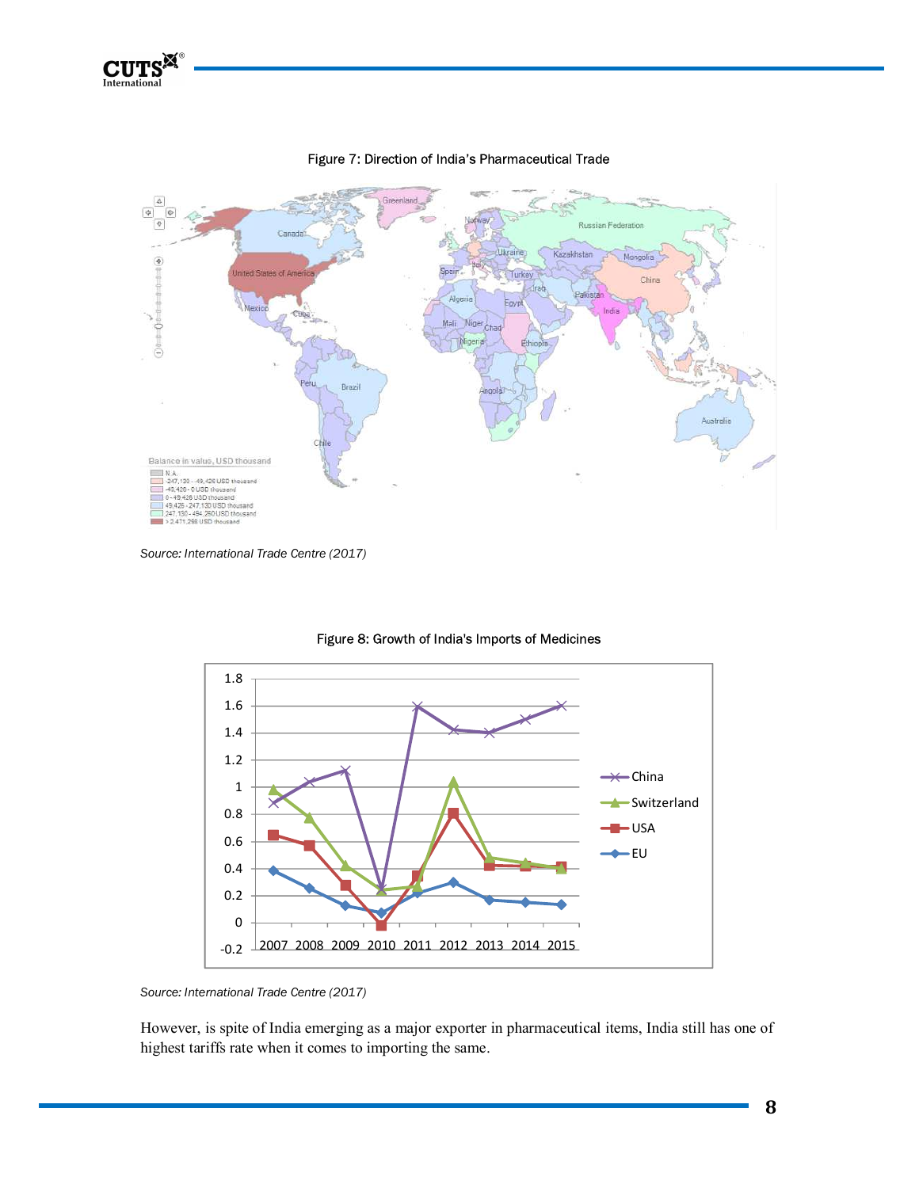Figure 7: Direction of India's Pharmaceutical Trade

*Source: International Trade Centre (2017)*

Figure 8: Growth of India's Imports of Medicines

*Source: International Trade Centre (2017)*

However, is spite of India emerging as a major exporter in pharmaceutical items, India still has one of highest tariffs rate when it comes to importing the same.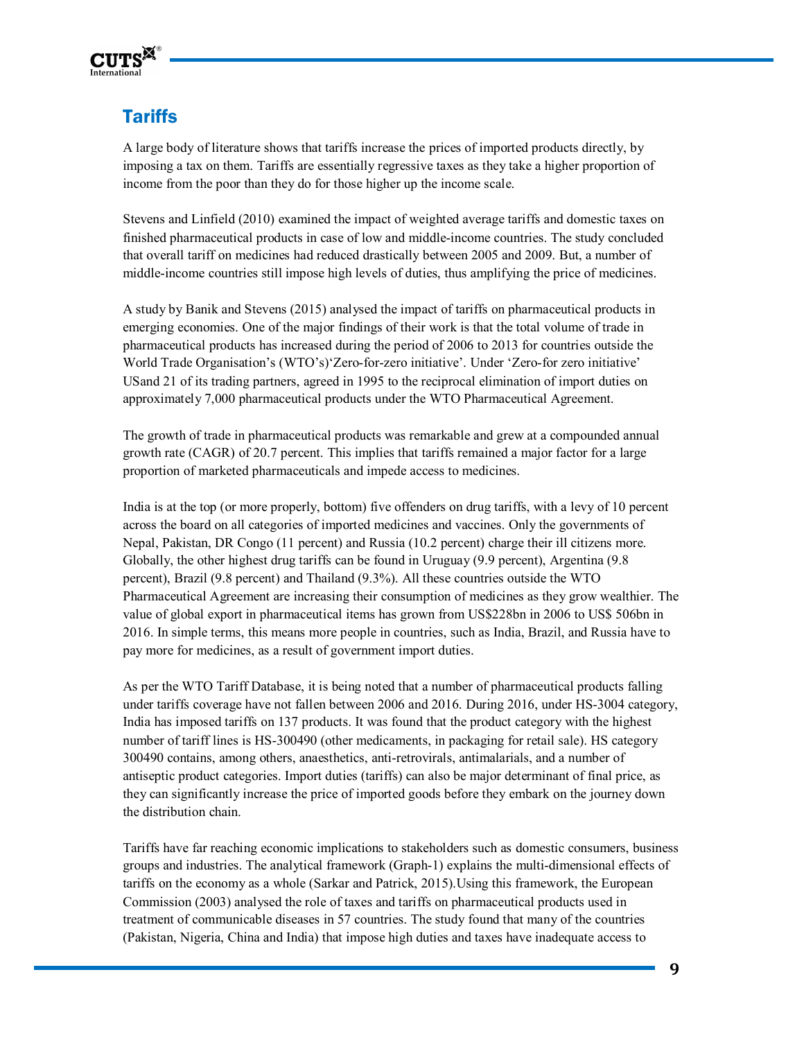## Tariffs

A large body of literature shows that tariffs increase the prices of imported products directly, by imposing a tax on them. Tariffs are essentially regressive taxes as they take a higher proportion of income from the poor than they do for those higher up the income scale.

Stevens and Linfield (2010) examined the impact of weighted average tariffs and domestic taxes on finished pharmaceutical products in case of low and middle-income countries. The study concluded that overall tariff on medicines had reduced drastically between 2005 and 2009. But, a number of middle-income countries still impose high levels of duties, thus amplifying the price of medicines.

A study by Banik and Stevens (2015) analysed the impact of tariffs on pharmaceutical products in emerging economies. One of the major findings of their work is that the total volume of trade in pharmaceutical products has increased during the period of 2006 to 2013 for countries outside the World Trade Organisation's (WTO's)'Zero-for-zero initiative'. Under 'Zero-for zero initiative' USand 21 of its trading partners, agreed in 1995 to the reciprocal elimination of import duties on approximately 7,000 pharmaceutical products under the WTO Pharmaceutical Agreement.

The growth of trade in pharmaceutical products was remarkable and grew at a compounded annual growth rate (CAGR) of 20.7 percent. This implies that tariffs remained a major factor for a large proportion of marketed pharmaceuticals and impede access to medicines.

India is at the top (or more properly, bottom) five offenders on drug tariffs, with a levy of 10 percent across the board on all categories of imported medicines and vaccines. Only the governments of Nepal, Pakistan, DR Congo (11 percent) and Russia (10.2 percent) charge their ill citizens more. Globally, the other highest drug tariffs can be found in Uruguay (9.9 percent), Argentina (9.8 percent), Brazil (9.8 percent) and Thailand (9.3%). All these countries outside the WTO Pharmaceutical Agreement are increasing their consumption of medicines as they grow wealthier. The value of global export in pharmaceutical items has grown from US$228bn in 2006 to US$ 506bn in 2016. In simple terms, this means more people in countries, such as India, Brazil, and Russia have to pay more for medicines, as a result of government import duties.

As per the WTO Tariff Database, it is being noted that a number of pharmaceutical products falling under tariffs coverage have not fallen between 2006 and 2016. During 2016, under HS-3004 category, India has imposed tariffs on 137 products. It was found that the product category with the highest number of tariff lines is HS-300490 (other medicaments, in packaging for retail sale). HS category 300490 contains, among others, anaesthetics, anti-retrovirals, antimalarials, and a number of antiseptic product categories. Import duties (tariffs) can also be major determinant of final price, as they can significantly increase the price of imported goods before they embark on the journey down the distribution chain.

Tariffs have far reaching economic implications to stakeholders such as domestic consumers, business groups and industries. The analytical framework (Graph-1) explains the multi-dimensional effects of tariffs on the economy as a whole (Sarkar and Patrick, 2015).Using this framework, the European Commission (2003) analysed the role of taxes and tariffs on pharmaceutical products used in treatment of communicable diseases in 57 countries. The study found that many of the countries (Pakistan, Nigeria, China and India) that impose high duties and taxes have inadequate access to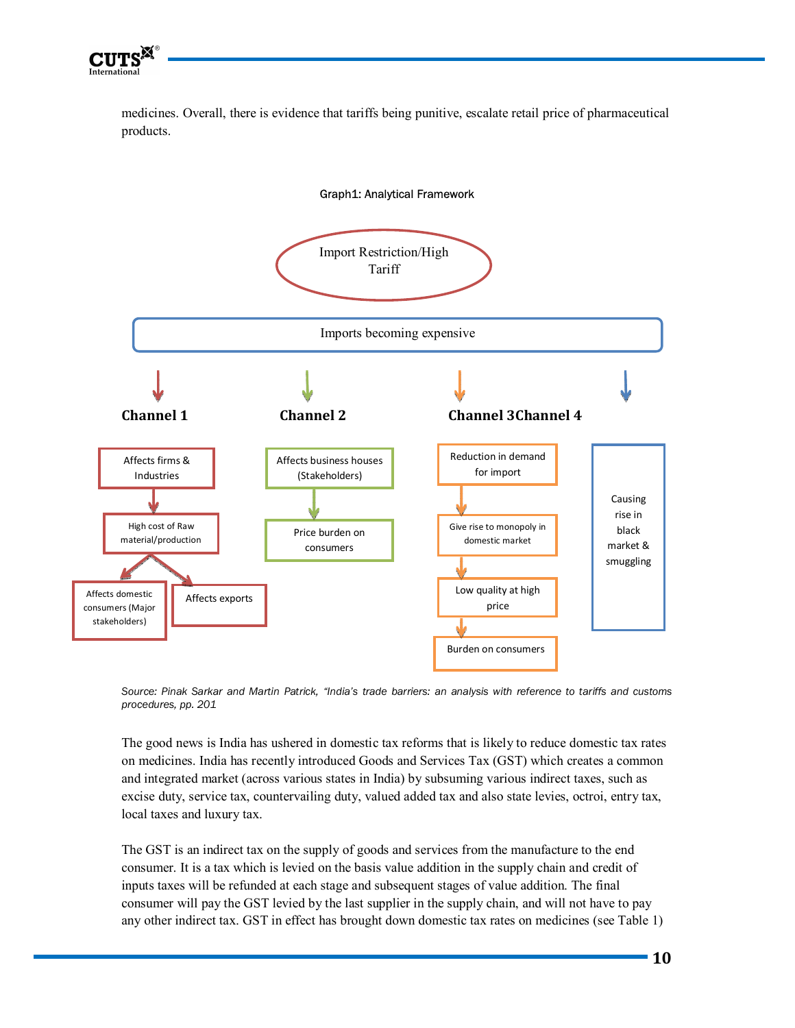medicines. Overall, there is evidence that tariffs being punitive, escalate retail price of pharmaceutical products.

Graph1: Analytical Framework

Import Restriction/High Tariff

Imports becoming expensive

**Channel 1**

Affects firms & Industries

High cost of Raw material/production

Affects domestic consumers (Major stakeholders)

Affects exports

**Channel 2**

Affects business houses (Stakeholders)

Price burden on consumers

**Channel 3**

Reduction in demand for import

Give rise to monopoly in domestic market

Low quality at high price

Burden on consumers

**Channel 4**

Causing rise in black market & smuggling

*Source: Pinak Sarkar and Martin Patrick, "India's trade barriers: an analysis with reference to tariffs and customs procedures, pp. 201*

The good news is India has ushered in domestic tax reforms that is likely to reduce domestic tax rates on medicines. India has recently introduced Goods and Services Tax (GST) which creates a common and integrated market (across various states in India) by subsuming various indirect taxes, such as excise duty, service tax, countervailing duty, valued added tax and also state levies, octroi, entry tax, local taxes and luxury tax.

The GST is an indirect tax on the supply of goods and services from the manufacture to the end consumer. It is a tax which is levied on the basis value addition in the supply chain and credit of inputs taxes will be refunded at each stage and subsequent stages of value addition. The final consumer will pay the GST levied by the last supplier in the supply chain, and will not have to pay any other indirect tax. GST in effect has brought down domestic tax rates on medicines (see Table 1)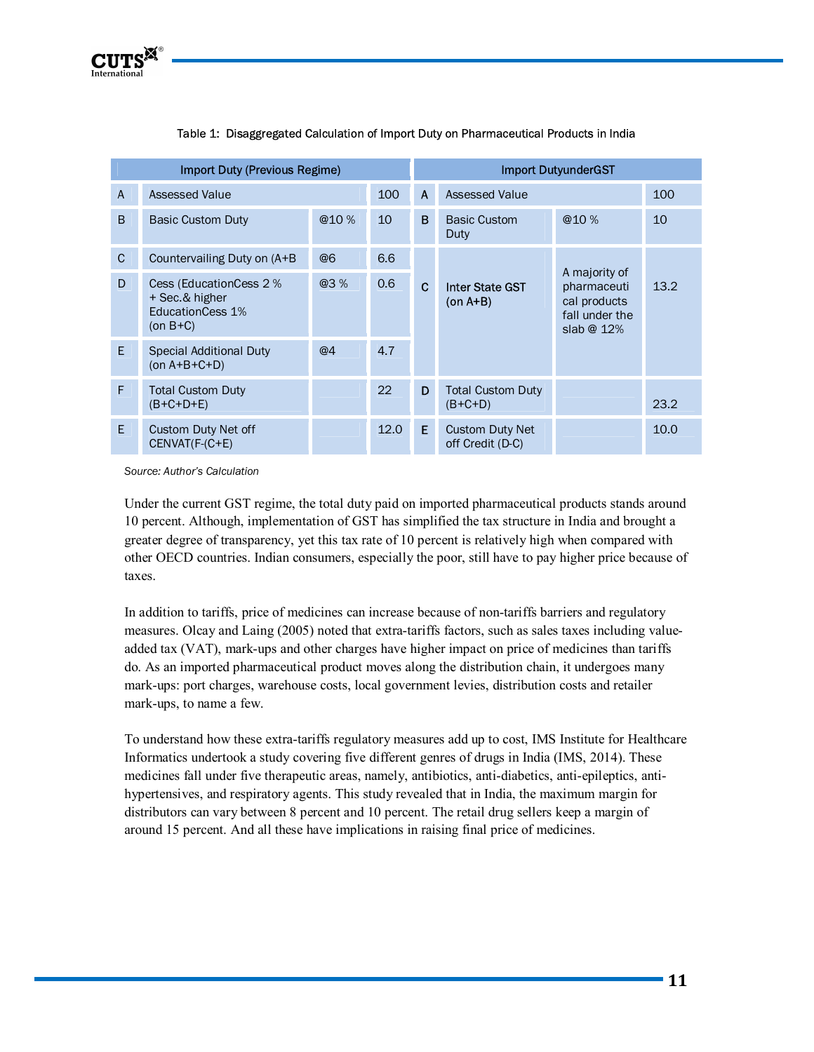Table 1: Disaggregated Calculation of Import Duty on Pharmaceutical Products in India

| Import Duty (Previous Regime) | | | | Import DutyunderGST | | | |
|---|---|---|---|---|---|---|---|
| A | Assessed Value | | 100 | A | Assessed Value | | 100 |
| B | Basic Custom Duty | @10 % | 10 | B | Basic Custom Duty | @10 % | 10 |
| C | Countervailing Duty on (A+B | @6 | 6.6 | C | Inter State GST (on A+B) | A majority of pharmaceutical products fall under the slab @ 12% | 13.2 |
| D | Cess (EducationCess 2 % + Sec.& higher EducationCess 1% (on B+C) | @3 % | 0.6 | | | | |
| E | Special Additional Duty (on A+B+C+D) | @4 | 4.7 | | | | |
| F | Total Custom Duty (B+C+D+E) | | 22 | D | Total Custom Duty (B+C+D) | | 23.2 |
| E | Custom Duty Net off CENVAT(F-(C+E) | | 12.0 | E | Custom Duty Net off Credit (D-C) | | 10.0 |

*Source: Author's Calculation*

Under the current GST regime, the total duty paid on imported pharmaceutical products stands around 10 percent. Although, implementation of GST has simplified the tax structure in India and brought a greater degree of transparency, yet this tax rate of 10 percent is relatively high when compared with other OECD countries. Indian consumers, especially the poor, still have to pay higher price because of taxes.

In addition to tariffs, price of medicines can increase because of non-tariffs barriers and regulatory measures. Olcay and Laing (2005) noted that extra-tariffs factors, such as sales taxes including value-added tax (VAT), mark-ups and other charges have higher impact on price of medicines than tariffs do. As an imported pharmaceutical product moves along the distribution chain, it undergoes many mark-ups: port charges, warehouse costs, local government levies, distribution costs and retailer mark-ups, to name a few.

To understand how these extra-tariffs regulatory measures add up to cost, IMS Institute for Healthcare Informatics undertook a study covering five different genres of drugs in India (IMS, 2014). These medicines fall under five therapeutic areas, namely, antibiotics, anti-diabetics, anti-epileptics, anti-hypertensives, and respiratory agents. This study revealed that in India, the maximum margin for distributors can vary between 8 percent and 10 percent. The retail drug sellers keep a margin of around 15 percent. And all these have implications in raising final price of medicines.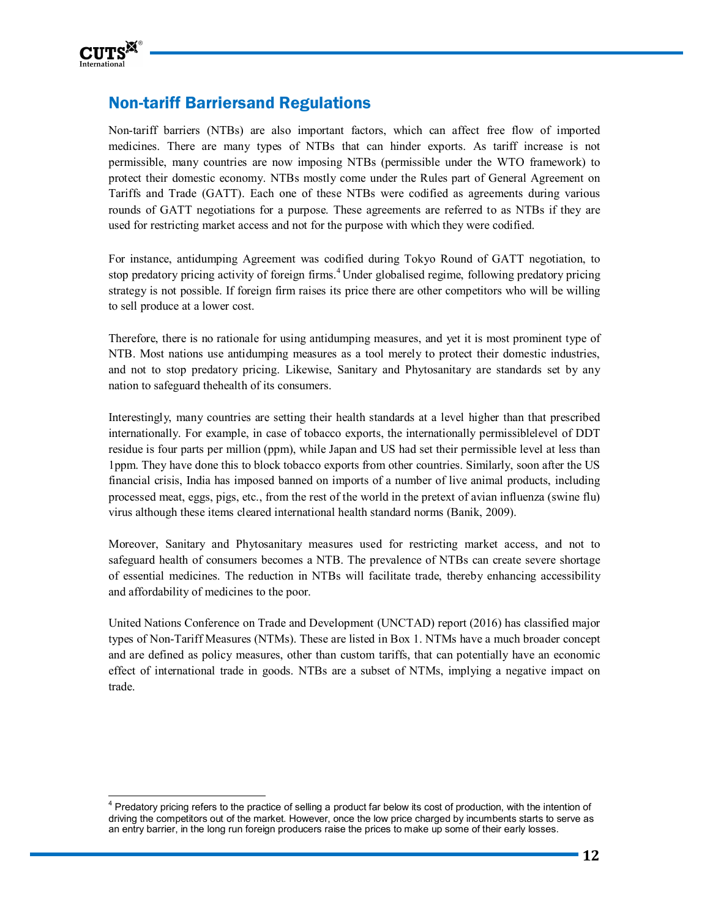## Non-tariff Barriersand Regulations

Non-tariff barriers (NTBs) are also important factors, which can affect free flow of imported medicines. There are many types of NTBs that can hinder exports. As tariff increase is not permissible, many countries are now imposing NTBs (permissible under the WTO framework) to protect their domestic economy. NTBs mostly come under the Rules part of General Agreement on Tariffs and Trade (GATT). Each one of these NTBs were codified as agreements during various rounds of GATT negotiations for a purpose. These agreements are referred to as NTBs if they are used for restricting market access and not for the purpose with which they were codified.

For instance, antidumping Agreement was codified during Tokyo Round of GATT negotiation, to stop predatory pricing activity of foreign firms.[4] Under globalised regime, following predatory pricing strategy is not possible. If foreign firm raises its price there are other competitors who will be willing to sell produce at a lower cost.

Therefore, there is no rationale for using antidumping measures, and yet it is most prominent type of NTB. Most nations use antidumping measures as a tool merely to protect their domestic industries, and not to stop predatory pricing. Likewise, Sanitary and Phytosanitary are standards set by any nation to safeguard thehealth of its consumers.

Interestingly, many countries are setting their health standards at a level higher than that prescribed internationally. For example, in case of tobacco exports, the internationally permissiblelevel of DDT residue is four parts per million (ppm), while Japan and US had set their permissible level at less than 1ppm. They have done this to block tobacco exports from other countries. Similarly, soon after the US financial crisis, India has imposed banned on imports of a number of live animal products, including processed meat, eggs, pigs, etc., from the rest of the world in the pretext of avian influenza (swine flu) virus although these items cleared international health standard norms (Banik, 2009).

Moreover, Sanitary and Phytosanitary measures used for restricting market access, and not to safeguard health of consumers becomes a NTB. The prevalence of NTBs can create severe shortage of essential medicines. The reduction in NTBs will facilitate trade, thereby enhancing accessibility and affordability of medicines to the poor.

United Nations Conference on Trade and Development (UNCTAD) report (2016) has classified major types of Non-Tariff Measures (NTMs). These are listed in Box 1. NTMs have a much broader concept and are defined as policy measures, other than custom tariffs, that can potentially have an economic effect of international trade in goods. NTBs are a subset of NTMs, implying a negative impact on trade.

---

[4] Predatory pricing refers to the practice of selling a product far below its cost of production, with the intention of driving the competitors out of the market. However, once the low price charged by incumbents starts to serve as an entry barrier, in the long run foreign producers raise the prices to make up some of their early losses.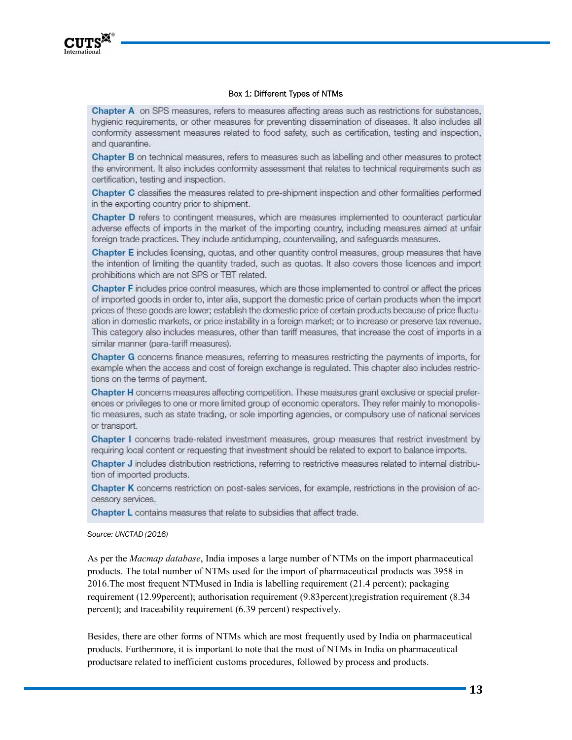Box 1: Different Types of NTMs

**Chapter A** on SPS measures, refers to measures affecting areas such as restrictions for substances, hygienic requirements, or other measures for preventing dissemination of diseases. It also includes all conformity assessment measures related to food safety, such as certification, testing and inspection, and quarantine.

**Chapter B** on technical measures, refers to measures such as labelling and other measures to protect the environment. It also includes conformity assessment that relates to technical requirements such as certification, testing and inspection.

**Chapter C** classifies the measures related to pre-shipment inspection and other formalities performed in the exporting country prior to shipment.

**Chapter D** refers to contingent measures, which are measures implemented to counteract particular adverse effects of imports in the market of the importing country, including measures aimed at unfair foreign trade practices. They include antidumping, countervailing, and safeguards measures.

**Chapter E** includes licensing, quotas, and other quantity control measures, group measures that have the intention of limiting the quantity traded, such as quotas. It also covers those licences and import prohibitions which are not SPS or TBT related.

**Chapter F** includes price control measures, which are those implemented to control or affect the prices of imported goods in order to, inter alia, support the domestic price of certain products when the import prices of these goods are lower; establish the domestic price of certain products because of price fluctuation in domestic markets, or price instability in a foreign market; or to increase or preserve tax revenue. This category also includes measures, other than tariff measures, that increase the cost of imports in a similar manner (para-tariff measures).

**Chapter G** concerns finance measures, referring to measures restricting the payments of imports, for example when the access and cost of foreign exchange is regulated. This chapter also includes restrictions on the terms of payment.

**Chapter H** concerns measures affecting competition. These measures grant exclusive or special preferences or privileges to one or more limited group of economic operators. They refer mainly to monopolistic measures, such as state trading, or sole importing agencies, or compulsory use of national services or transport.

**Chapter I** concerns trade-related investment measures, group measures that restrict investment by requiring local content or requesting that investment should be related to export to balance imports.

**Chapter J** includes distribution restrictions, referring to restrictive measures related to internal distribution of imported products.

**Chapter K** concerns restriction on post-sales services, for example, restrictions in the provision of accessory services.

**Chapter L** contains measures that relate to subsidies that affect trade.

*Source: UNCTAD (2016)*

As per the *Macmap database*, India imposes a large number of NTMs on the import pharmaceutical products. The total number of NTMs used for the import of pharmaceutical products was 3958 in 2016.The most frequent NTMused in India is labelling requirement (21.4 percent); packaging requirement (12.99percent); authorisation requirement (9.83percent);registration requirement (8.34 percent); and traceability requirement (6.39 percent) respectively.

Besides, there are other forms of NTMs which are most frequently used by India on pharmaceutical products. Furthermore, it is important to note that the most of NTMs in India on pharmaceutical productsare related to inefficient customs procedures, followed by process and products.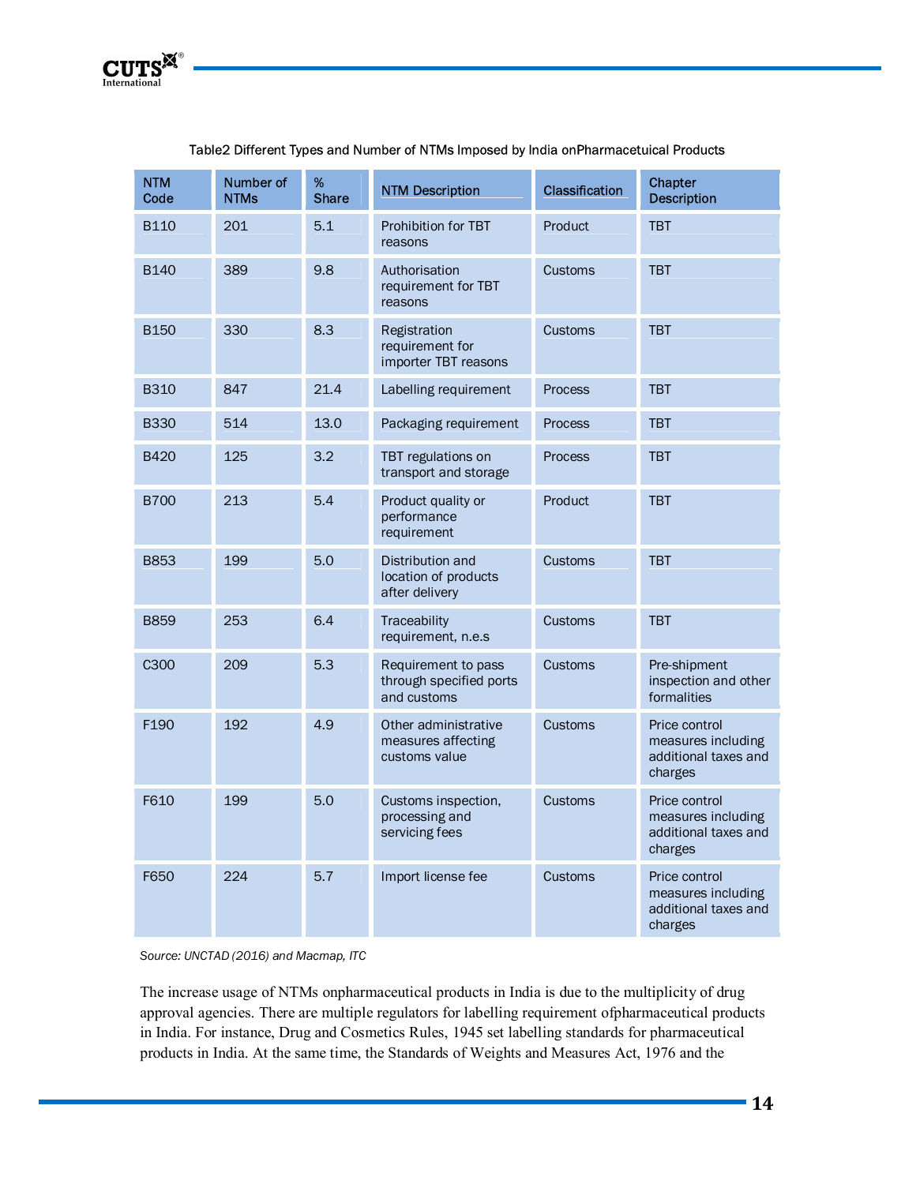Table2 Different Types and Number of NTMs Imposed by India onPharmacetuical Products

| NTM Code | Number of NTMs | % Share | NTM Description | Classification | Chapter Description |
|---|---|---|---|---|---|
| B110 | 201 | 5.1 | Prohibition for TBT reasons | Product | TBT |
| B140 | 389 | 9.8 | Authorisation requirement for TBT reasons | Customs | TBT |
| B150 | 330 | 8.3 | Registration requirement for importer TBT reasons | Customs | TBT |
| B310 | 847 | 21.4 | Labelling requirement | Process | TBT |
| B330 | 514 | 13.0 | Packaging requirement | Process | TBT |
| B420 | 125 | 3.2 | TBT regulations on transport and storage | Process | TBT |
| B700 | 213 | 5.4 | Product quality or performance requirement | Product | TBT |
| B853 | 199 | 5.0 | Distribution and location of products after delivery | Customs | TBT |
| B859 | 253 | 6.4 | Traceability requirement, n.e.s | Customs | TBT |
| C300 | 209 | 5.3 | Requirement to pass through specified ports and customs | Customs | Pre-shipment inspection and other formalities |
| F190 | 192 | 4.9 | Other administrative measures affecting customs value | Customs | Price control measures including additional taxes and charges |
| F610 | 199 | 5.0 | Customs inspection, processing and servicing fees | Customs | Price control measures including additional taxes and charges |
| F650 | 224 | 5.7 | Import license fee | Customs | Price control measures including additional taxes and charges |

*Source: UNCTAD (2016) and Macmap, ITC*

The increase usage of NTMs onpharmaceutical products in India is due to the multiplicity of drug approval agencies. There are multiple regulators for labelling requirement ofpharmaceutical products in India. For instance, Drug and Cosmetics Rules, 1945 set labelling standards for pharmaceutical products in India. At the same time, the Standards of Weights and Measures Act, 1976 and the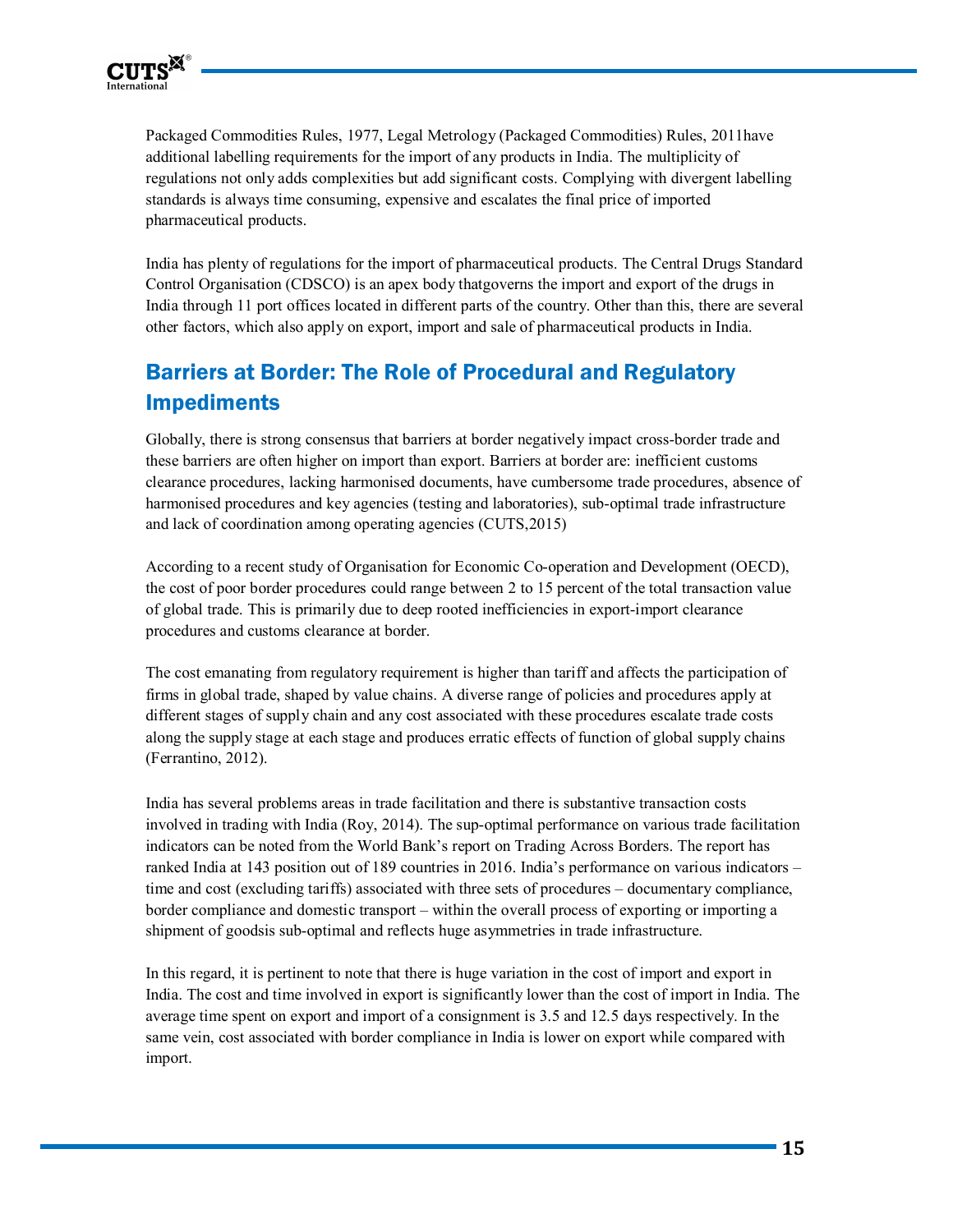Packaged Commodities Rules, 1977, Legal Metrology (Packaged Commodities) Rules, 2011have additional labelling requirements for the import of any products in India. The multiplicity of regulations not only adds complexities but add significant costs. Complying with divergent labelling standards is always time consuming, expensive and escalates the final price of imported pharmaceutical products.

India has plenty of regulations for the import of pharmaceutical products. The Central Drugs Standard Control Organisation (CDSCO) is an apex body thatgoverns the import and export of the drugs in India through 11 port offices located in different parts of the country. Other than this, there are several other factors, which also apply on export, import and sale of pharmaceutical products in India.

## Barriers at Border: The Role of Procedural and Regulatory Impediments

Globally, there is strong consensus that barriers at border negatively impact cross-border trade and these barriers are often higher on import than export. Barriers at border are: inefficient customs clearance procedures, lacking harmonised documents, have cumbersome trade procedures, absence of harmonised procedures and key agencies (testing and laboratories), sub-optimal trade infrastructure and lack of coordination among operating agencies (CUTS,2015)

According to a recent study of Organisation for Economic Co-operation and Development (OECD), the cost of poor border procedures could range between 2 to 15 percent of the total transaction value of global trade. This is primarily due to deep rooted inefficiencies in export-import clearance procedures and customs clearance at border.

The cost emanating from regulatory requirement is higher than tariff and affects the participation of firms in global trade, shaped by value chains. A diverse range of policies and procedures apply at different stages of supply chain and any cost associated with these procedures escalate trade costs along the supply stage at each stage and produces erratic effects of function of global supply chains (Ferrantino, 2012).

India has several problems areas in trade facilitation and there is substantive transaction costs involved in trading with India (Roy, 2014). The sup-optimal performance on various trade facilitation indicators can be noted from the World Bank's report on Trading Across Borders. The report has ranked India at 143 position out of 189 countries in 2016. India's performance on various indicators – time and cost (excluding tariffs) associated with three sets of procedures – documentary compliance, border compliance and domestic transport – within the overall process of exporting or importing a shipment of goodsis sub-optimal and reflects huge asymmetries in trade infrastructure.

In this regard, it is pertinent to note that there is huge variation in the cost of import and export in India. The cost and time involved in export is significantly lower than the cost of import in India. The average time spent on export and import of a consignment is 3.5 and 12.5 days respectively. In the same vein, cost associated with border compliance in India is lower on export while compared with import.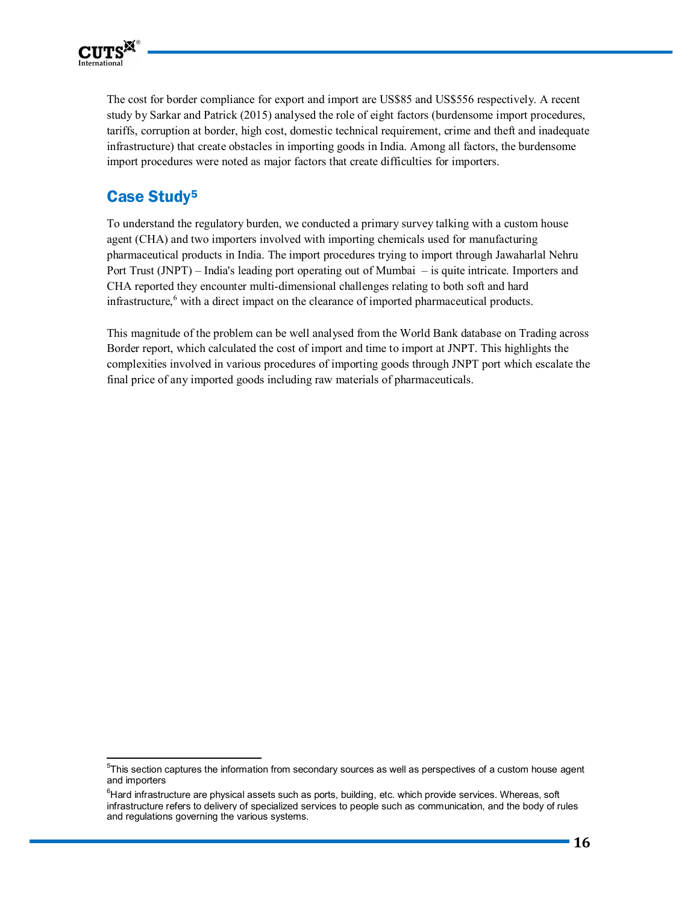The cost for border compliance for export and import are US$85 and US$556 respectively. A recent study by Sarkar and Patrick (2015) analysed the role of eight factors (burdensome import procedures, tariffs, corruption at border, high cost, domestic technical requirement, crime and theft and inadequate infrastructure) that create obstacles in importing goods in India. Among all factors, the burdensome import procedures were noted as major factors that create difficulties for importers.

## Case Study[5]

To understand the regulatory burden, we conducted a primary survey talking with a custom house agent (CHA) and two importers involved with importing chemicals used for manufacturing pharmaceutical products in India. The import procedures trying to import through Jawaharlal Nehru Port Trust (JNPT) – India's leading port operating out of Mumbai – is quite intricate. Importers and CHA reported they encounter multi-dimensional challenges relating to both soft and hard infrastructure,[6] with a direct impact on the clearance of imported pharmaceutical products.

This magnitude of the problem can be well analysed from the World Bank database on Trading across Border report, which calculated the cost of import and time to import at JNPT. This highlights the complexities involved in various procedures of importing goods through JNPT port which escalate the final price of any imported goods including raw materials of pharmaceuticals.

---

[5] This section captures the information from secondary sources as well as perspectives of a custom house agent and importers

[6] Hard infrastructure are physical assets such as ports, building, etc. which provide services. Whereas, soft infrastructure refers to delivery of specialized services to people such as communication, and the body of rules and regulations governing the various systems.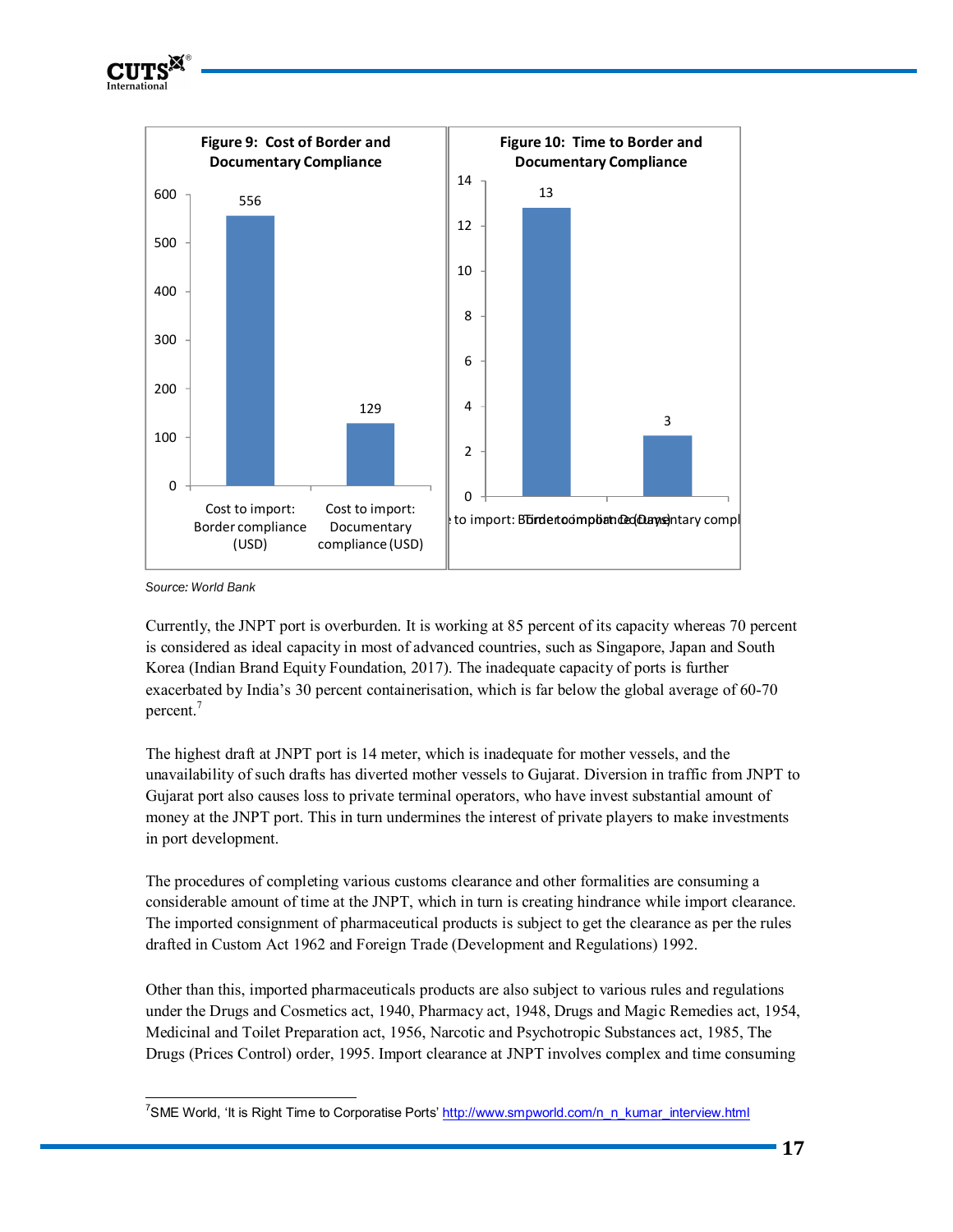Figure 9: Cost of Border and Documentary Compliance

| | Cost (USD) |
|---|---|
| Cost to import: Border compliance (USD) | 556 |
| Cost to import: Documentary compliance (USD) | 129 |

Figure 10: Time to Border and Documentary Compliance

| | Time (Days) |
|---|---|
| Time to import: Border compliance (Days) | 13 |
| Time to import: Documentary compliance (Days) | 3 |

*Source: World Bank*

Currently, the JNPT port is overburden. It is working at 85 percent of its capacity whereas 70 percent is considered as ideal capacity in most of advanced countries, such as Singapore, Japan and South Korea (Indian Brand Equity Foundation, 2017). The inadequate capacity of ports is further exacerbated by India's 30 percent containerisation, which is far below the global average of 60-70 percent.[7]

The highest draft at JNPT port is 14 meter, which is inadequate for mother vessels, and the unavailability of such drafts has diverted mother vessels to Gujarat. Diversion in traffic from JNPT to Gujarat port also causes loss to private terminal operators, who have invest substantial amount of money at the JNPT port. This in turn undermines the interest of private players to make investments in port development.

The procedures of completing various customs clearance and other formalities are consuming a considerable amount of time at the JNPT, which in turn is creating hindrance while import clearance. The imported consignment of pharmaceutical products is subject to get the clearance as per the rules drafted in Custom Act 1962 and Foreign Trade (Development and Regulations) 1992.

Other than this, imported pharmaceuticals products are also subject to various rules and regulations under the Drugs and Cosmetics act, 1940, Pharmacy act, 1948, Drugs and Magic Remedies act, 1954, Medicinal and Toilet Preparation act, 1956, Narcotic and Psychotropic Substances act, 1985, The Drugs (Prices Control) order, 1995. Import clearance at JNPT involves complex and time consuming

---

[7] SME World, 'It is Right Time to Corporatise Ports' http://www.smpworld.com/n_n_kumar_interview.html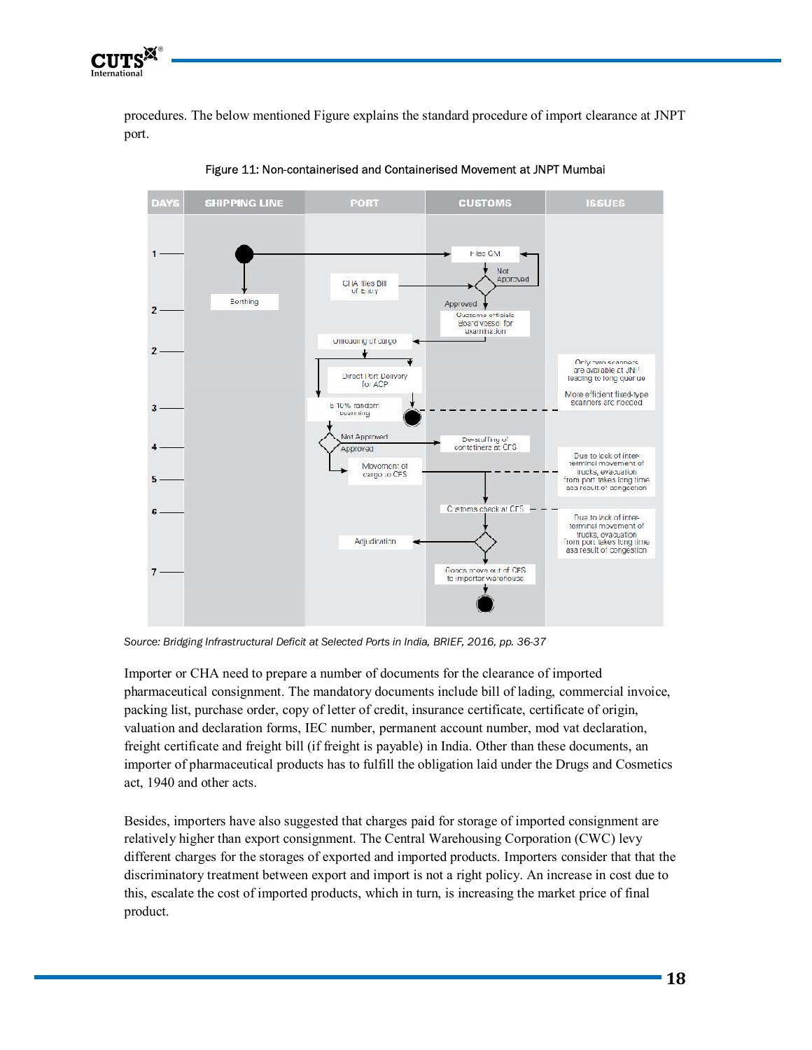procedures. The below mentioned Figure explains the standard procedure of import clearance at JNPT port.

Figure 11: Non-containerised and Containerised Movement at JNPT Mumbai

| DAYS | SHIPPING LINE | PORT | CUSTOMS | ISSUES |
|---|---|---|---|---|
| 1 | | | Files GM | |
| | | CHA files Bill of Entry | Not Approved | |
| 2 | Berthing | | Approved; Customs officials Board vessel for examination | |
| 2 | | Unloading of cargo | | |
| | | Direct Port Delivery for ACP | | Only two scanners are available at JNP leading to long queue. More efficient fixed-type scanners are needed |
| 3 | | 5-10% random scanning | | |
| 4 | | Not Approved; Approved | De-stuffing of containers at CFS | |
| 5 | | Movement of cargo to CFS | | Due to lack of inter-terminal movement of trucks, evacuation from port takes long time as a result of congestion |
| 6 | | | Customs check at CFS | Due to lack of inter-terminal movement of trucks, evacuation from port takes long time as a result of congestion |
| | | Adjudication | | |
| 7 | | | Goods move out of CFS to importer warehouse | |

*Source: Bridging Infrastructural Deficit at Selected Ports in India, BRIEF, 2016, pp. 36-37*

Importer or CHA need to prepare a number of documents for the clearance of imported pharmaceutical consignment. The mandatory documents include bill of lading, commercial invoice, packing list, purchase order, copy of letter of credit, insurance certificate, certificate of origin, valuation and declaration forms, IEC number, permanent account number, mod vat declaration, freight certificate and freight bill (if freight is payable) in India. Other than these documents, an importer of pharmaceutical products has to fulfill the obligation laid under the Drugs and Cosmetics act, 1940 and other acts.

Besides, importers have also suggested that charges paid for storage of imported consignment are relatively higher than export consignment. The Central Warehousing Corporation (CWC) levy different charges for the storages of exported and imported products. Importers consider that that the discriminatory treatment between export and import is not a right policy. An increase in cost due to this, escalate the cost of imported products, which in turn, is increasing the market price of final product.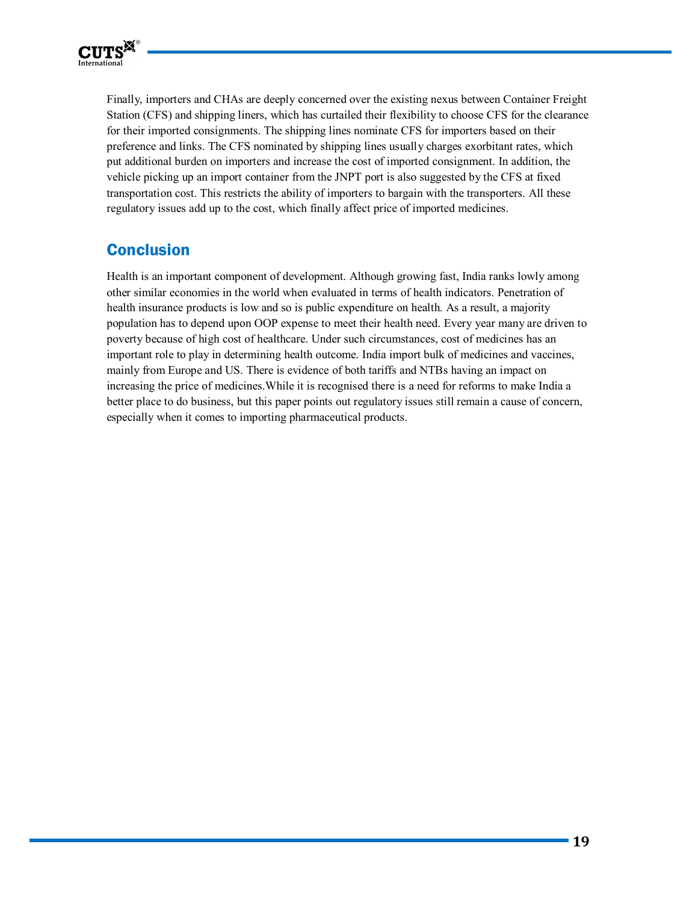Finally, importers and CHAs are deeply concerned over the existing nexus between Container Freight Station (CFS) and shipping liners, which has curtailed their flexibility to choose CFS for the clearance for their imported consignments. The shipping lines nominate CFS for importers based on their preference and links. The CFS nominated by shipping lines usually charges exorbitant rates, which put additional burden on importers and increase the cost of imported consignment. In addition, the vehicle picking up an import container from the JNPT port is also suggested by the CFS at fixed transportation cost. This restricts the ability of importers to bargain with the transporters. All these regulatory issues add up to the cost, which finally affect price of imported medicines.

## Conclusion

Health is an important component of development. Although growing fast, India ranks lowly among other similar economies in the world when evaluated in terms of health indicators. Penetration of health insurance products is low and so is public expenditure on health. As a result, a majority population has to depend upon OOP expense to meet their health need. Every year many are driven to poverty because of high cost of healthcare. Under such circumstances, cost of medicines has an important role to play in determining health outcome. India import bulk of medicines and vaccines, mainly from Europe and US. There is evidence of both tariffs and NTBs having an impact on increasing the price of medicines.While it is recognised there is a need for reforms to make India a better place to do business, but this paper points out regulatory issues still remain a cause of concern, especially when it comes to importing pharmaceutical products.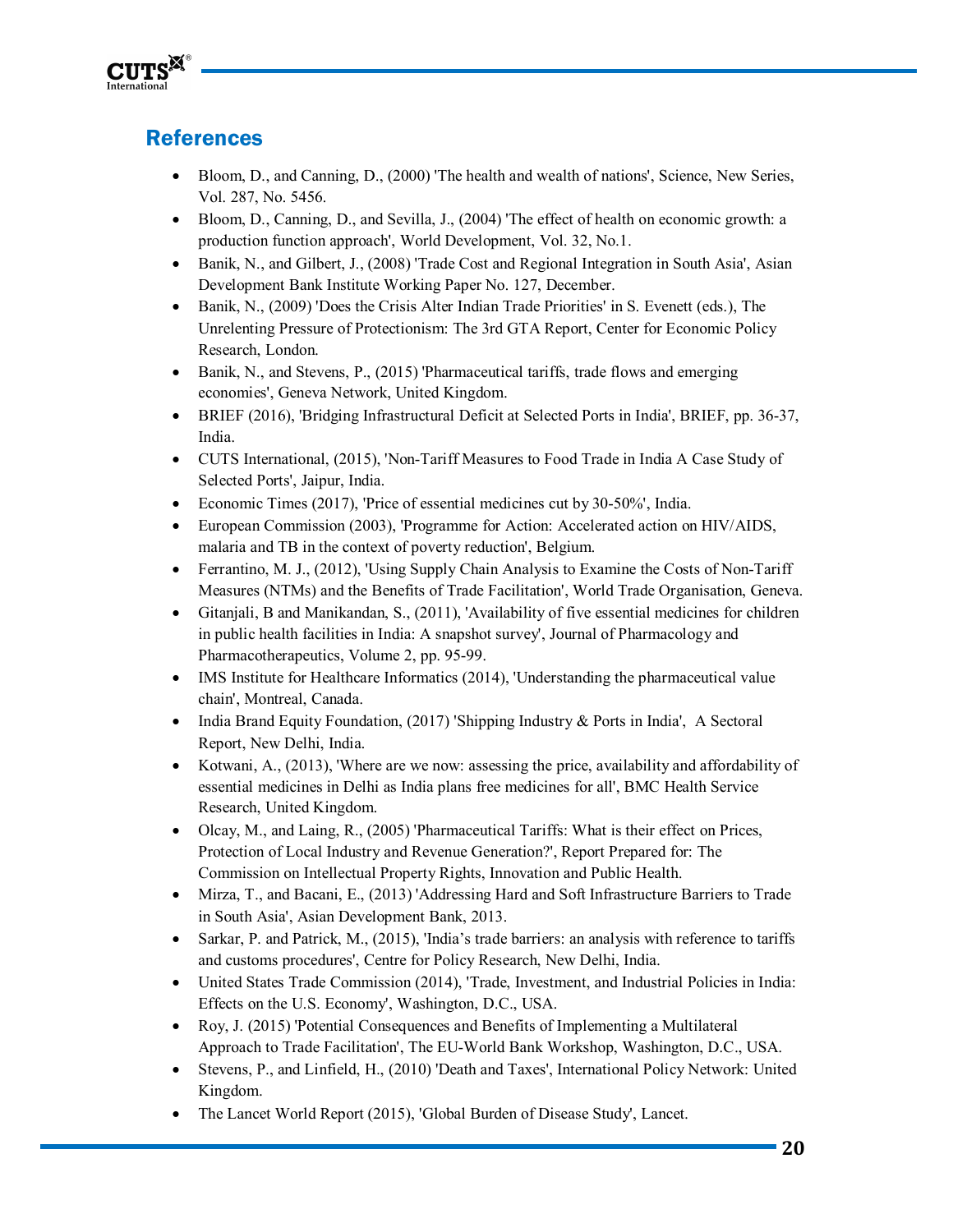## References

- Bloom, D., and Canning, D., (2000) 'The health and wealth of nations', Science, New Series, Vol. 287, No. 5456.
- Bloom, D., Canning, D., and Sevilla, J., (2004) 'The effect of health on economic growth: a production function approach', World Development, Vol. 32, No.1.
- Banik, N., and Gilbert, J., (2008) 'Trade Cost and Regional Integration in South Asia', Asian Development Bank Institute Working Paper No. 127, December.
- Banik, N., (2009) 'Does the Crisis Alter Indian Trade Priorities' in S. Evenett (eds.), The Unrelenting Pressure of Protectionism: The 3rd GTA Report, Center for Economic Policy Research, London.
- Banik, N., and Stevens, P., (2015) 'Pharmaceutical tariffs, trade flows and emerging economies', Geneva Network, United Kingdom.
- BRIEF (2016), 'Bridging Infrastructural Deficit at Selected Ports in India', BRIEF, pp. 36-37, India.
- CUTS International, (2015), 'Non-Tariff Measures to Food Trade in India A Case Study of Selected Ports', Jaipur, India.
- Economic Times (2017), 'Price of essential medicines cut by 30-50%', India.
- European Commission (2003), 'Programme for Action: Accelerated action on HIV/AIDS, malaria and TB in the context of poverty reduction', Belgium.
- Ferrantino, M. J., (2012), 'Using Supply Chain Analysis to Examine the Costs of Non-Tariff Measures (NTMs) and the Benefits of Trade Facilitation', World Trade Organisation, Geneva.
- Gitanjali, B and Manikandan, S., (2011), 'Availability of five essential medicines for children in public health facilities in India: A snapshot survey', Journal of Pharmacology and Pharmacotherapeutics, Volume 2, pp. 95-99.
- IMS Institute for Healthcare Informatics (2014), 'Understanding the pharmaceutical value chain', Montreal, Canada.
- India Brand Equity Foundation, (2017) 'Shipping Industry & Ports in India', A Sectoral Report, New Delhi, India.
- Kotwani, A., (2013), 'Where are we now: assessing the price, availability and affordability of essential medicines in Delhi as India plans free medicines for all', BMC Health Service Research, United Kingdom.
- Olcay, M., and Laing, R., (2005) 'Pharmaceutical Tariffs: What is their effect on Prices, Protection of Local Industry and Revenue Generation?', Report Prepared for: The Commission on Intellectual Property Rights, Innovation and Public Health.
- Mirza, T., and Bacani, E., (2013) 'Addressing Hard and Soft Infrastructure Barriers to Trade in South Asia', Asian Development Bank, 2013.
- Sarkar, P. and Patrick, M., (2015), 'India's trade barriers: an analysis with reference to tariffs and customs procedures', Centre for Policy Research, New Delhi, India.
- United States Trade Commission (2014), 'Trade, Investment, and Industrial Policies in India: Effects on the U.S. Economy', Washington, D.C., USA.
- Roy, J. (2015) 'Potential Consequences and Benefits of Implementing a Multilateral Approach to Trade Facilitation', The EU-World Bank Workshop, Washington, D.C., USA.
- Stevens, P., and Linfield, H., (2010) 'Death and Taxes', International Policy Network: United Kingdom.
- The Lancet World Report (2015), 'Global Burden of Disease Study', Lancet.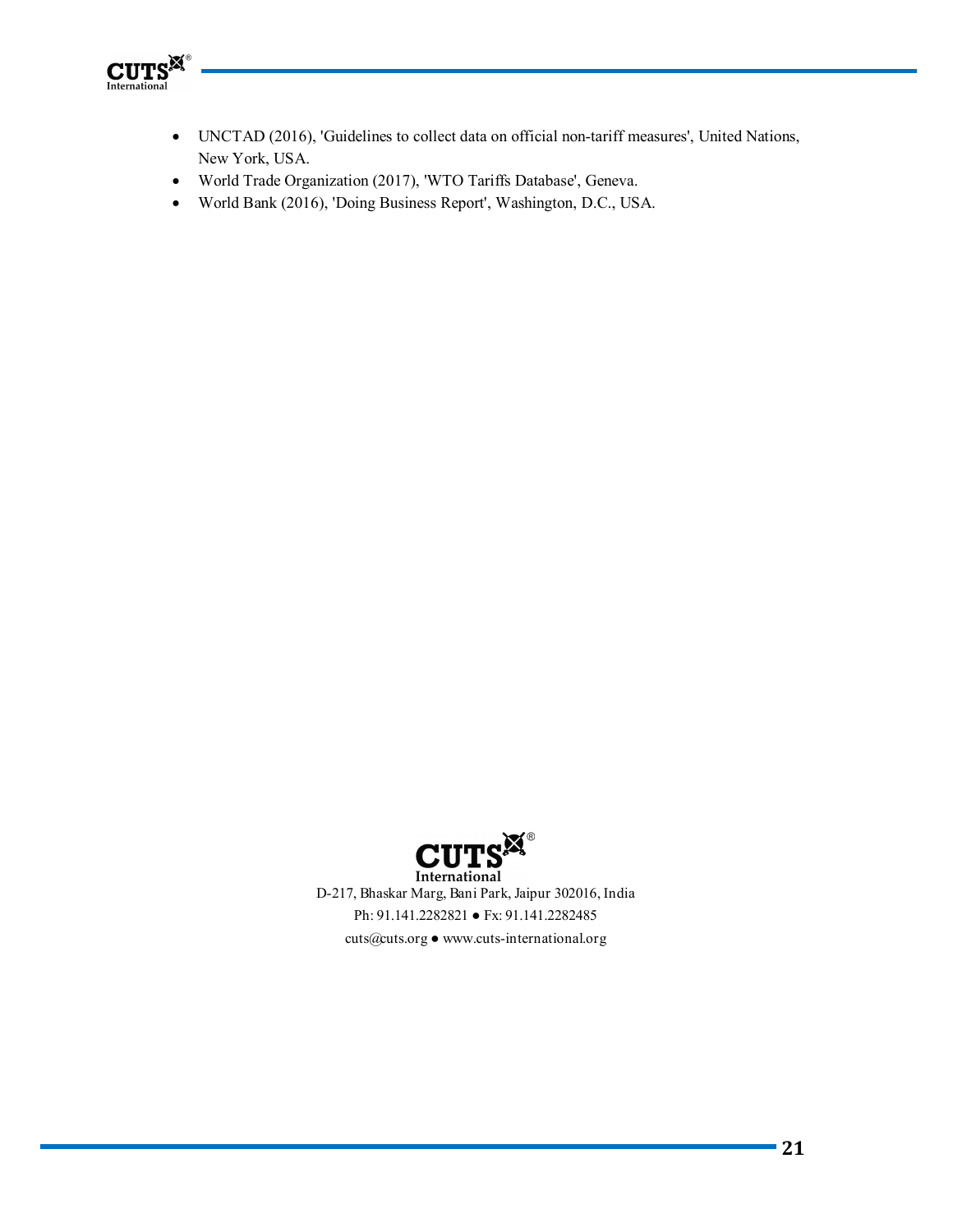- UNCTAD (2016), 'Guidelines to collect data on official non-tariff measures', United Nations, New York, USA.
- World Trade Organization (2017), 'WTO Tariffs Database', Geneva.
- World Bank (2016), 'Doing Business Report', Washington, D.C., USA.

CUTS International

D-217, Bhaskar Marg, Bani Park, Jaipur 302016, India

Ph: 91.141.2282821 ● Fx: 91.141.2282485

cuts@cuts.org ● www.cuts-international.org